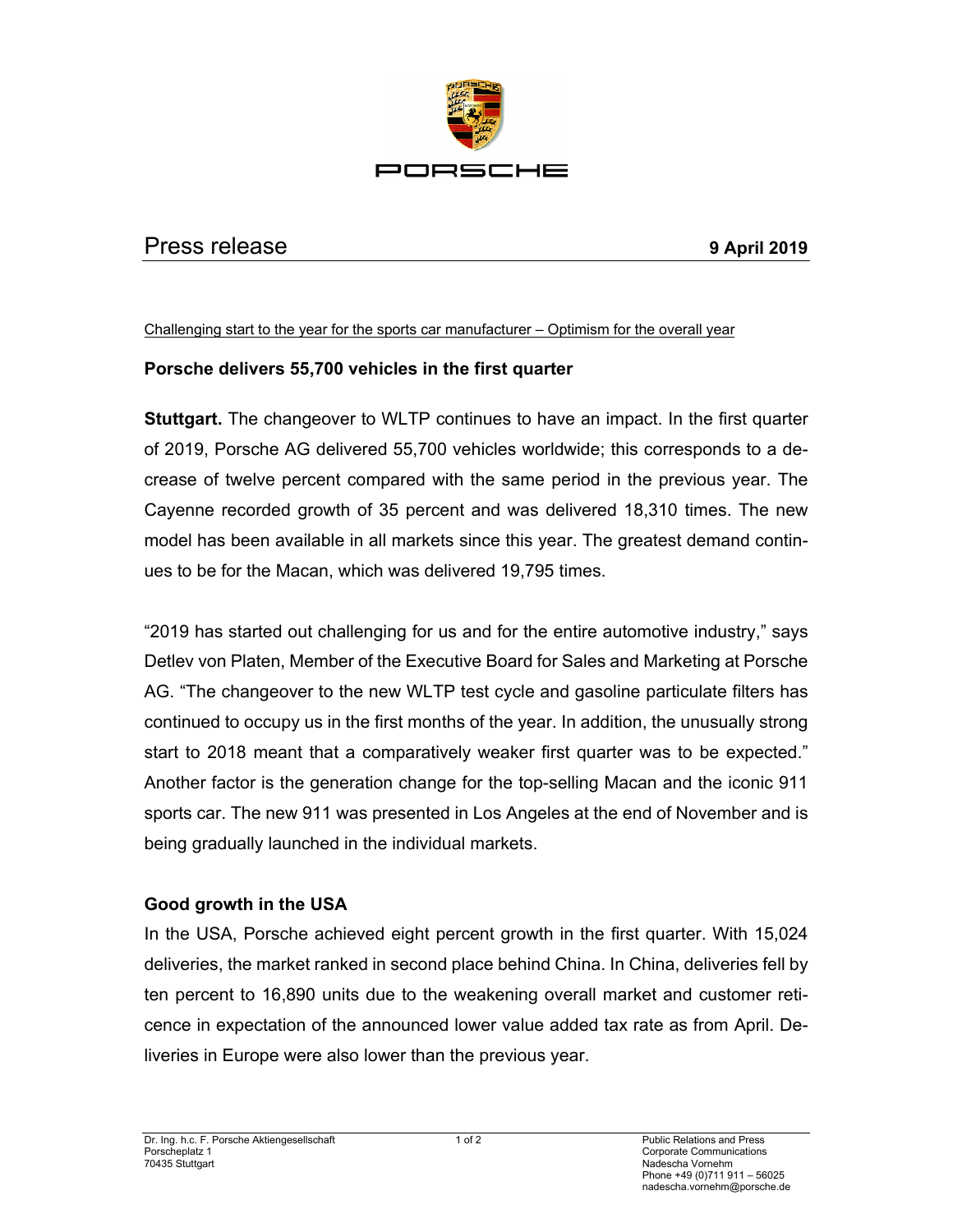PORSCHE

Press release **9 April 2019**

Challenging start to the year for the sports car manufacturer – Optimism for the overall year

## Porsche delivers 55,700 vehicles in the first quarter

**Stuttgart.** The changeover to WLTP continues to have an impact. In the first quarter of 2019, Porsche AG delivered 55,700 vehicles worldwide; this corresponds to a decrease of twelve percent compared with the same period in the previous year. The Cayenne recorded growth of 35 percent and was delivered 18,310 times. The new model has been available in all markets since this year. The greatest demand continues to be for the Macan, which was delivered 19,795 times.

"2019 has started out challenging for us and for the entire automotive industry," says Detlev von Platen, Member of the Executive Board for Sales and Marketing at Porsche AG. "The changeover to the new WLTP test cycle and gasoline particulate filters has continued to occupy us in the first months of the year. In addition, the unusually strong start to 2018 meant that a comparatively weaker first quarter was to be expected." Another factor is the generation change for the top-selling Macan and the iconic 911 sports car. The new 911 was presented in Los Angeles at the end of November and is being gradually launched in the individual markets.

### Good growth in the USA

In the USA, Porsche achieved eight percent growth in the first quarter. With 15,024 deliveries, the market ranked in second place behind China. In China, deliveries fell by ten percent to 16,890 units due to the weakening overall market and customer reticence in expectation of the announced lower value added tax rate as from April. Deliveries in Europe were also lower than the previous year.

Dr. Ing. h.c. F. Porsche Aktiengesellschaft
Porscheplatz 1
70435 Stuttgart

Public Relations and Press
Corporate Communications
Nadescha Vornehm
Phone +49 (0)711 911 – 56025
nadescha.vornehm@porsche.de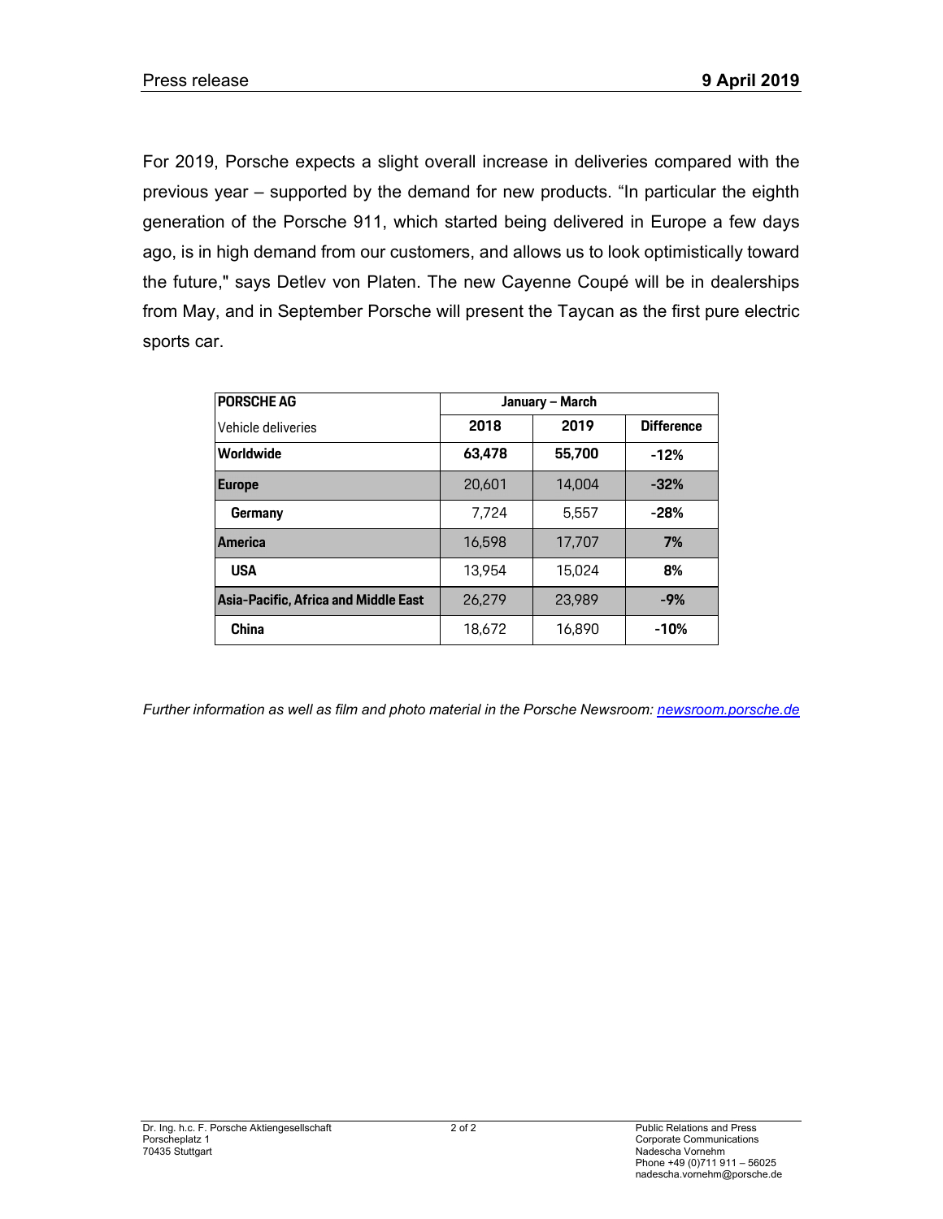For 2019, Porsche expects a slight overall increase in deliveries compared with the previous year – supported by the demand for new products. “In particular the eighth generation of the Porsche 911, which started being delivered in Europe a few days ago, is in high demand from our customers, and allows us to look optimistically toward the future," says Detlev von Platen. The new Cayenne Coupé will be in dealerships from May, and in September Porsche will present the Taycan as the first pure electric sports car.

| **PORSCHE AG** | **January – March** | | |
|---|---|---|---|
| Vehicle deliveries | **2018** | **2019** | **Difference** |
| **Worldwide** | **63,478** | **55,700** | **-12%** |
| **Europe** | 20,601 | 14,004 | **-32%** |
| **Germany** | 7,724 | 5,557 | **-28%** |
| **America** | 16,598 | 17,707 | **7%** |
| **USA** | 13,954 | 15,024 | **8%** |
| **Asia-Pacific, Africa and Middle East** | 26,279 | 23,989 | **-9%** |
| **China** | 18,672 | 16,890 | **-10%** |

*Further information as well as film and photo material in the Porsche Newsroom: newsroom.porsche.de*

Dr. Ing. h.c. F. Porsche Aktiengesellschaft
Porscheplatz 1
70435 Stuttgart

Public Relations and Press
Corporate Communications
Nadescha Vornehm
Phone +49 (0)711 911 – 56025
nadescha.vornehm@porsche.de